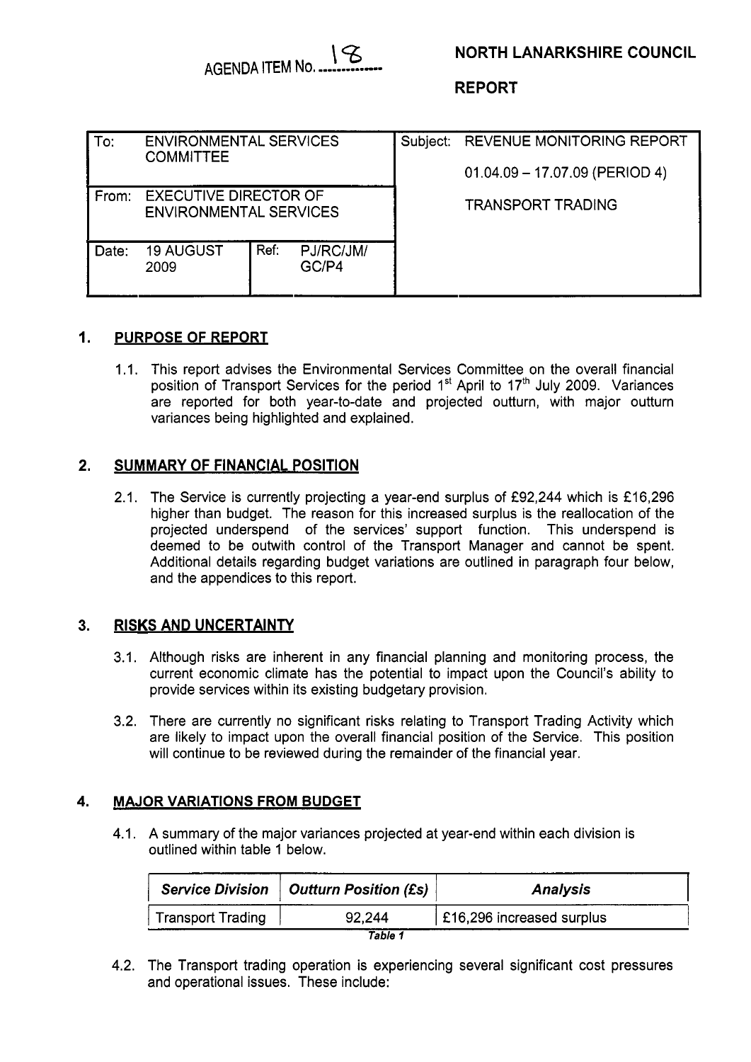AGENDA ITEM No. 18

**NORTH LANARKSHIRE COUNCIL**

**REPORT**

| | | | | |
|---|---|---|---|---|
| To: | ENVIRONMENTAL SERVICES COMMITTEE | | | Subject: REVENUE MONITORING REPORT 01.04.09 – 17.07.09 (PERIOD 4) TRANSPORT TRADING |
| From: | EXECUTIVE DIRECTOR OF ENVIRONMENTAL SERVICES | | | |
| Date: | 19 AUGUST 2009 | Ref: | PJ/RC/JM/ GC/P4 | |

## 1. PURPOSE OF REPORT

1.1. This report advises the Environmental Services Committee on the overall financial position of Transport Services for the period 1st April to 17th July 2009. Variances are reported for both year-to-date and projected outturn, with major outturn variances being highlighted and explained.

## 2. SUMMARY OF FINANCIAL POSITION

2.1. The Service is currently projecting a year-end surplus of £92,244 which is £16,296 higher than budget. The reason for this increased surplus is the reallocation of the projected underspend of the services' support function. This underspend is deemed to be outwith control of the Transport Manager and cannot be spent. Additional details regarding budget variations are outlined in paragraph four below, and the appendices to this report.

## 3. RISKS AND UNCERTAINTY

3.1. Although risks are inherent in any financial planning and monitoring process, the current economic climate has the potential to impact upon the Council's ability to provide services within its existing budgetary provision.

3.2. There are currently no significant risks relating to Transport Trading Activity which are likely to impact upon the overall financial position of the Service. This position will continue to be reviewed during the remainder of the financial year.

## 4. MAJOR VARIATIONS FROM BUDGET

4.1. A summary of the major variances projected at year-end within each division is outlined within table 1 below.

| *Service Division* | *Outturn Position (£s)* | *Analysis* |
|---|---|---|
| Transport Trading | 92,244 | £16,296 increased surplus |

*Table 1*

4.2. The Transport trading operation is experiencing several significant cost pressures and operational issues. These include: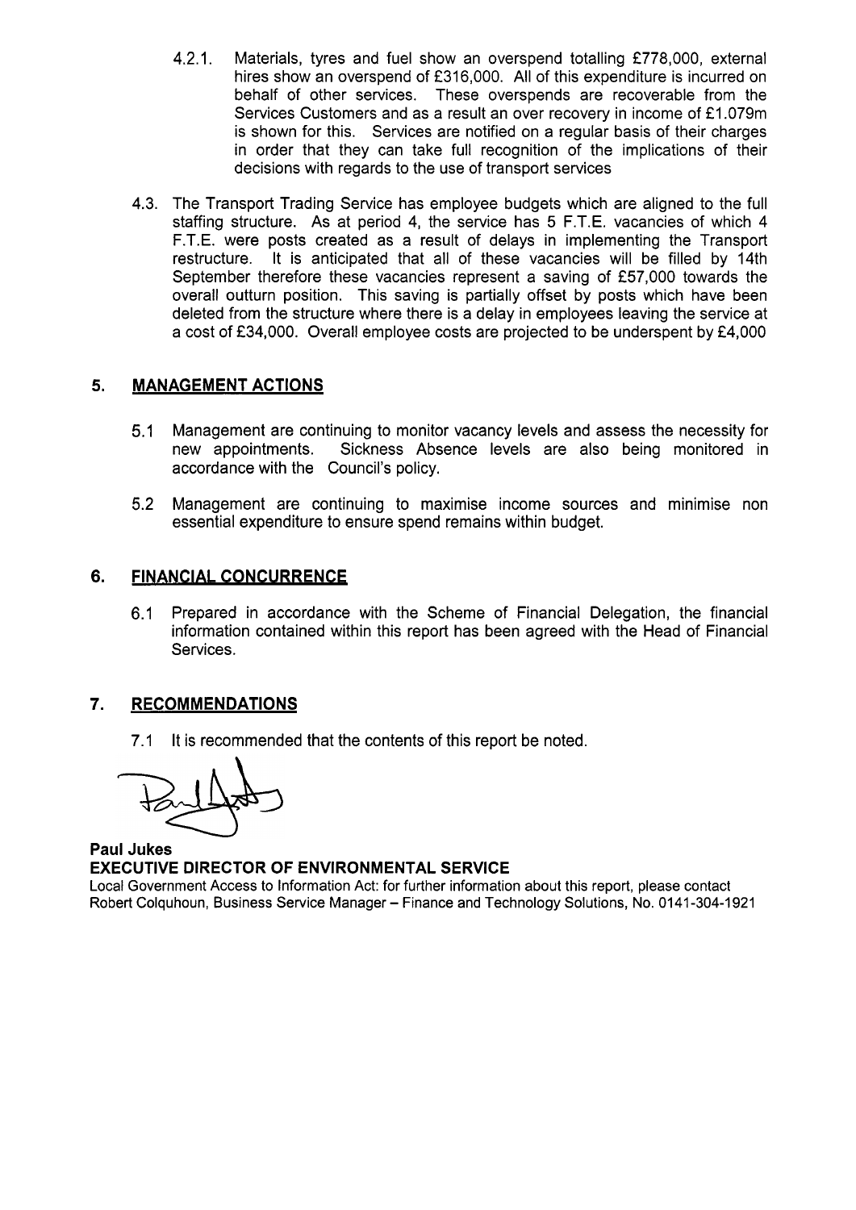4.2.1. Materials, tyres and fuel show an overspend totalling £778,000, external hires show an overspend of £316,000. All of this expenditure is incurred on behalf of other services. These overspends are recoverable from the Services Customers and as a result an over recovery in income of £1.079m is shown for this. Services are notified on a regular basis of their charges in order that they can take full recognition of the implications of their decisions with regards to the use of transport services

4.3. The Transport Trading Service has employee budgets which are aligned to the full staffing structure. As at period 4, the service has 5 F.T.E. vacancies of which 4 F.T.E. were posts created as a result of delays in implementing the Transport restructure. It is anticipated that all of these vacancies will be filled by 14th September therefore these vacancies represent a saving of £57,000 towards the overall outturn position. This saving is partially offset by posts which have been deleted from the structure where there is a delay in employees leaving the service at a cost of £34,000. Overall employee costs are projected to be underspent by £4,000

## 5. MANAGEMENT ACTIONS

5.1 Management are continuing to monitor vacancy levels and assess the necessity for new appointments. Sickness Absence levels are also being monitored in accordance with the Council's policy.

5.2 Management are continuing to maximise income sources and minimise non essential expenditure to ensure spend remains within budget.

## 6. FINANCIAL CONCURRENCE

6.1 Prepared in accordance with the Scheme of Financial Delegation, the financial information contained within this report has been agreed with the Head of Financial Services.

## 7. RECOMMENDATIONS

7.1 It is recommended that the contents of this report be noted.

**Paul Jukes**
**EXECUTIVE DIRECTOR OF ENVIRONMENTAL SERVICE**

Local Government Access to Information Act: for further information about this report, please contact Robert Colquhoun, Business Service Manager – Finance and Technology Solutions, No. 0141-304-1921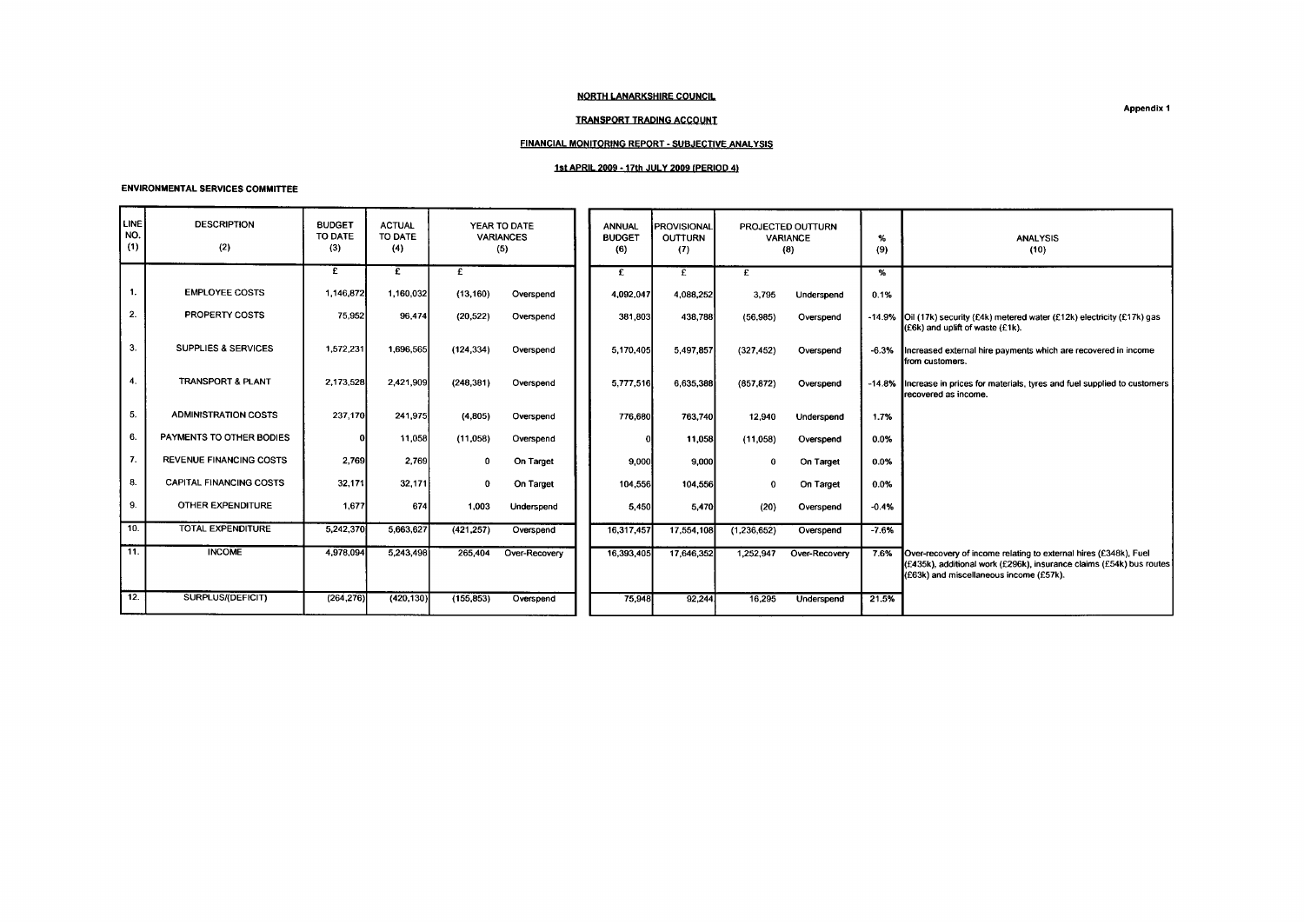Appendix 1

**NORTH LANARKSHIRE COUNCIL**

**TRANSPORT TRADING ACCOUNT**

**FINANCIAL MONITORING REPORT - SUBJECTIVE ANALYSIS**

**1st APRIL 2009 - 17th JULY 2009 (PERIOD 4)**

**ENVIRONMENTAL SERVICES COMMITTEE**

| LINE NO. (1) | DESCRIPTION (2) | BUDGET TO DATE (3) | ACTUAL TO DATE (4) | YEAR TO DATE VARIANCES (5) | | ANNUAL BUDGET (6) | PROVISIONAL OUTTURN (7) | PROJECTED OUTTURN VARIANCE (8) | | % (9) | ANALYSIS (10) |
|---|---|---|---|---|---|---|---|---|---|---|---|
| | | £ | £ | £ | | £ | £ | £ | | % | |
| 1. | EMPLOYEE COSTS | 1,146,872 | 1,160,032 | (13,160) | Overspend | 4,092,047 | 4,088,252 | 3,795 | Underspend | 0.1% | |
| 2. | PROPERTY COSTS | 75,952 | 96,474 | (20,522) | Overspend | 381,803 | 438,788 | (56,985) | Overspend | -14.9% | Oil (17k) security (£4k) metered water (£12k) electricity (£17k) gas (£6k) and uplift of waste (£1k). |
| 3. | SUPPLIES & SERVICES | 1,572,231 | 1,696,565 | (124,334) | Overspend | 5,170,405 | 5,497,857 | (327,452) | Overspend | -6.3% | Increased external hire payments which are recovered in income from customers. |
| 4. | TRANSPORT & PLANT | 2,173,528 | 2,421,909 | (248,381) | Overspend | 5,777,516 | 6,635,388 | (857,872) | Overspend | -14.8% | Increase in prices for materials, tyres and fuel supplied to customers recovered as income. |
| 5. | ADMINISTRATION COSTS | 237,170 | 241,975 | (4,805) | Overspend | 776,680 | 763,740 | 12,940 | Underspend | 1.7% | |
| 6. | PAYMENTS TO OTHER BODIES | 0 | 11,058 | (11,058) | Overspend | 0 | 11,058 | (11,058) | Overspend | 0.0% | |
| 7. | REVENUE FINANCING COSTS | 2,769 | 2,769 | 0 | On Target | 9,000 | 9,000 | 0 | On Target | 0.0% | |
| 8. | CAPITAL FINANCING COSTS | 32,171 | 32,171 | 0 | On Target | 104,556 | 104,556 | 0 | On Target | 0.0% | |
| 9. | OTHER EXPENDITURE | 1,677 | 674 | 1,003 | Underspend | 5,450 | 5,470 | (20) | Overspend | -0.4% | |
| 10. | TOTAL EXPENDITURE | 5,242,370 | 5,663,627 | (421,257) | Overspend | 16,317,457 | 17,554,108 | (1,236,652) | Overspend | -7.6% | |
| 11. | INCOME | 4,978,094 | 5,243,498 | 265,404 | Over-Recovery | 16,393,405 | 17,646,352 | 1,252,947 | Over-Recovery | 7.6% | Over-recovery of income relating to external hires (£348k), Fuel (£435k), additional work (£296k), insurance claims (£54k) bus routes (£63k) and miscellaneous income (£57k). |
| 12. | SURPLUS/(DEFICIT) | (264,276) | (420,130) | (155,853) | Overspend | 75,948 | 92,244 | 16,295 | Underspend | 21.5% | |